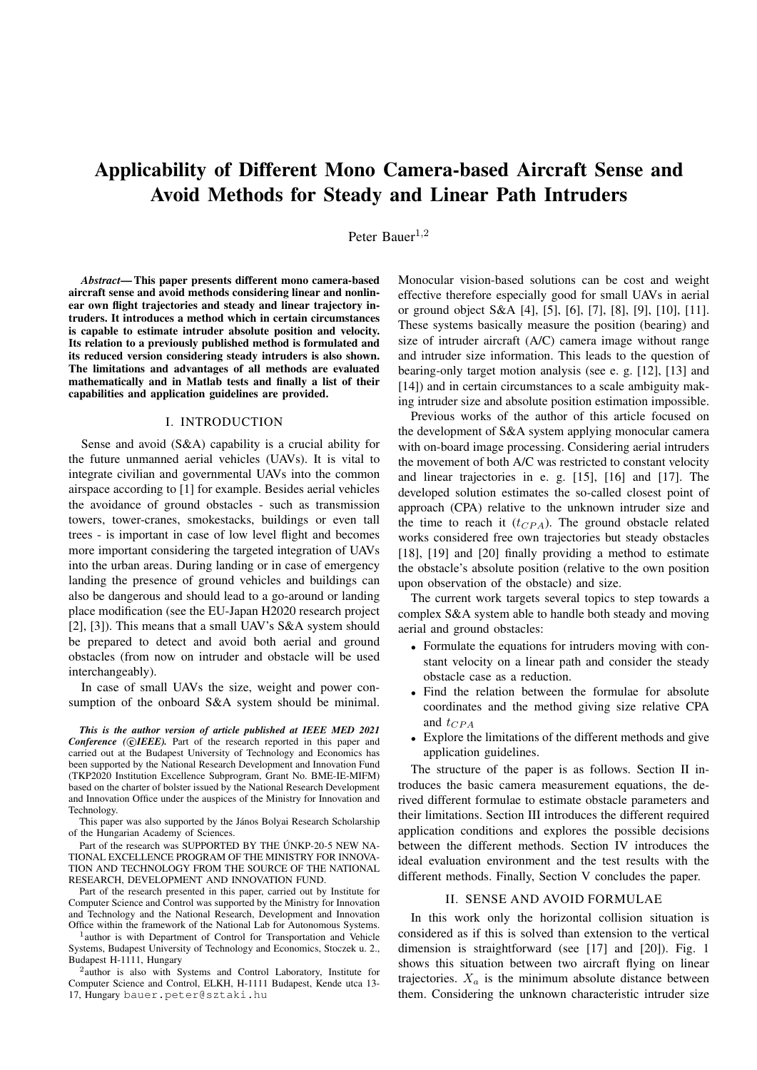# Applicability of Different Mono Camera-based Aircraft Sense and Avoid Methods for Steady and Linear Path Intruders

Peter Bauer[1,2]

***Abstract*— This paper presents different mono camera-based aircraft sense and avoid methods considering linear and nonlinear own flight trajectories and steady and linear trajectory intruders. It introduces a method which in certain circumstances is capable to estimate intruder absolute position and velocity. Its relation to a previously published method is formulated and its reduced version considering steady intruders is also shown. The limitations and advantages of all methods are evaluated mathematically and in Matlab tests and finally a list of their capabilities and application guidelines are provided.**

## I. INTRODUCTION

Sense and avoid (S&A) capability is a crucial ability for the future unmanned aerial vehicles (UAVs). It is vital to integrate civilian and governmental UAVs into the common airspace according to [1] for example. Besides aerial vehicles the avoidance of ground obstacles - such as transmission towers, tower-cranes, smokestacks, buildings or even tall trees - is important in case of low level flight and becomes more important considering the targeted integration of UAVs into the urban areas. During landing or in case of emergency landing the presence of ground vehicles and buildings can also be dangerous and should lead to a go-around or landing place modification (see the EU-Japan H2020 research project [2], [3]). This means that a small UAV's S&A system should be prepared to detect and avoid both aerial and ground obstacles (from now on intruder and obstacle will be used interchangeably).

In case of small UAVs the size, weight and power consumption of the onboard S&A system should be minimal. Monocular vision-based solutions can be cost and weight effective therefore especially good for small UAVs in aerial or ground object S&A [4], [5], [6], [7], [8], [9], [10], [11]. These systems basically measure the position (bearing) and size of intruder aircraft (A/C) camera image without range and intruder size information. This leads to the question of bearing-only target motion analysis (see e. g. [12], [13] and [14]) and in certain circumstances to a scale ambiguity making intruder size and absolute position estimation impossible.

Previous works of the author of this article focused on the development of S&A system applying monocular camera with on-board image processing. Considering aerial intruders the movement of both A/C was restricted to constant velocity and linear trajectories in e. g. [15], [16] and [17]. The developed solution estimates the so-called closest point of approach (CPA) relative to the unknown intruder size and the time to reach it ($t_{CPA}$). The ground obstacle related works considered free own trajectories but steady obstacles [18], [19] and [20] finally providing a method to estimate the obstacle's absolute position (relative to the own position upon observation of the obstacle) and size.

The current work targets several topics to step towards a complex S&A system able to handle both steady and moving aerial and ground obstacles:

- Formulate the equations for intruders moving with constant velocity on a linear path and consider the steady obstacle case as a reduction.
- Find the relation between the formulae for absolute coordinates and the method giving size relative CPA and $t_{CPA}$
- Explore the limitations of the different methods and give application guidelines.

The structure of the paper is as follows. Section II introduces the basic camera measurement equations, the derived different formulae to estimate obstacle parameters and their limitations. Section III introduces the different required application conditions and explores the possible decisions between the different methods. Section IV introduces the ideal evaluation environment and the test results with the different methods. Finally, Section V concludes the paper.

## II. SENSE AND AVOID FORMULAE

In this work only the horizontal collision situation is considered as if this is solved than extension to the vertical dimension is straightforward (see [17] and [20]). Fig. 1 shows this situation between two aircraft flying on linear trajectories. $X_a$ is the minimum absolute distance between them. Considering the unknown characteristic intruder size

---

***This is the author version of article published at IEEE MED 2021 Conference (©IEEE).*** Part of the research reported in this paper and carried out at the Budapest University of Technology and Economics has been supported by the National Research Development and Innovation Fund (TKP2020 Institution Excellence Subprogram, Grant No. BME-IE-MIFM) based on the charter of bolster issued by the National Research Development and Innovation Office under the auspices of the Ministry for Innovation and Technology.

This paper was also supported by the János Bolyai Research Scholarship of the Hungarian Academy of Sciences.

Part of the research was SUPPORTED BY THE ÚNKP-20-5 NEW NATIONAL EXCELLENCE PROGRAM OF THE MINISTRY FOR INNOVATION AND TECHNOLOGY FROM THE SOURCE OF THE NATIONAL RESEARCH, DEVELOPMENT AND INNOVATION FUND.

Part of the research presented in this paper, carried out by Institute for Computer Science and Control was supported by the Ministry for Innovation and Technology and the National Research, Development and Innovation Office within the framework of the National Lab for Autonomous Systems.

[1]author is with Department of Control for Transportation and Vehicle Systems, Budapest University of Technology and Economics, Stoczek u. 2., Budapest H-1111, Hungary

[2]author is also with Systems and Control Laboratory, Institute for Computer Science and Control, ELKH, H-1111 Budapest, Kende utca 13-17, Hungary bauer.peter@sztaki.hu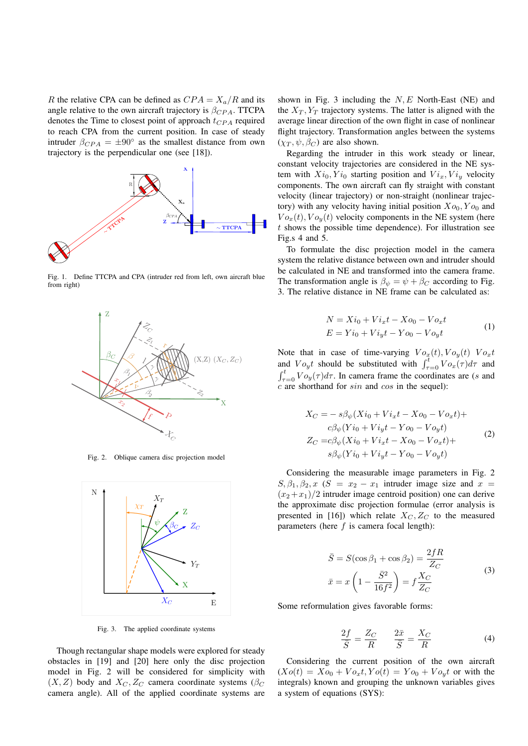$R$ the relative CPA can be defined as $CPA = X_a/R$ and its angle relative to the own aircraft trajectory is $\beta_{CPA}$. TTCPA denotes the Time to closest point of approach $t_{CPA}$ required to reach CPA from the current position. In case of steady intruder $\beta_{CPA} = \pm 90°$ as the smallest distance from own trajectory is the perpendicular one (see [18]).

Fig. 1. Define TTCPA and CPA (intruder red from left, own aircraft blue from right)

Fig. 2. Oblique camera disc projection model

Fig. 3. The applied coordinate systems

Though rectangular shape models were explored for steady obstacles in [19] and [20] here only the disc projection model in Fig. 2 will be considered for simplicity with $(X, Z)$ body and $X_C, Z_C$ camera coordinate systems ($\beta_C$ camera angle). All of the applied coordinate systems are shown in Fig. 3 including the $N, E$ North-East (NE) and the $X_T, Y_T$ trajectory systems. The latter is aligned with the average linear direction of the own flight in case of nonlinear flight trajectory. Transformation angles between the systems $(\chi_T, \psi, \beta_C)$ are also shown.

Regarding the intruder in this work steady or linear, constant velocity trajectories are considered in the NE system with $Xi_0, Yi_0$ starting position and $Vi_x, Vi_y$ velocity components. The own aircraft can fly straight with constant velocity (linear trajectory) or non-straight (nonlinear trajectory) with any velocity having initial position $Xo_0, Yo_0$ and $Vo_x(t), Vo_y(t)$ velocity components in the NE system (here $t$ shows the possible time dependence). For illustration see Fig.s 4 and 5.

To formulate the disc projection model in the camera system the relative distance between own and intruder should be calculated in NE and transformed into the camera frame. The transformation angle is $\beta_\psi = \psi + \beta_C$ according to Fig. 3. The relative distance in NE frame can be calculated as:

$$
\begin{aligned}
N &= Xi_0 + Vi_x t - Xo_0 - Vo_x t \\
E &= Yi_0 + Vi_y t - Yo_0 - Vo_y t
\end{aligned}
\tag{1}
$$

Note that in case of time-varying $Vo_x(t), Vo_y(t)$ $Vo_x t$ and $Vo_y t$ should be substituted with $\int_{\tau=0}^{t} Vo_x(\tau)d\tau$ and $\int_{\tau=0}^{t} Vo_y(\tau)d\tau$. In camera frame the coordinates are ($s$ and $c$ are shorthand for $sin$ and $cos$ in the sequel):

$$
\begin{aligned}
X_C =& - s\beta_\psi(Xi_0 + Vi_x t - Xo_0 - Vo_x t) + \\
& c\beta_\psi(Yi_0 + Vi_y t - Yo_0 - Vo_y t) \\
Z_C =& c\beta_\psi(Xi_0 + Vi_x t - Xo_0 - Vo_x t) + \\
& s\beta_\psi(Yi_0 + Vi_y t - Yo_0 - Vo_y t)
\end{aligned}
\tag{2}
$$

Considering the measurable image parameters in Fig. 2 $S, \beta_1, \beta_2, x$ ($S = x_2 - x_1$ intruder image size and $x = (x_2 + x_1)/2$ intruder image centroid position) one can derive the approximate disc projection formulae (error analysis is presented in [16]) which relate $X_C, Z_C$ to the measured parameters (here $f$ is camera focal length):

$$
\begin{aligned}
\bar{S} &= S(\cos\beta_1 + \cos\beta_2) = \frac{2fR}{Z_C} \\
\bar{x} &= x\left(1 - \frac{\bar{S}^2}{16f^2}\right) = f\frac{X_C}{Z_C}
\end{aligned}
\tag{3}
$$

Some reformulation gives favorable forms:

$$
\frac{2f}{\bar{S}} = \frac{Z_C}{R} \qquad \frac{2\bar{x}}{\bar{S}} = \frac{X_C}{R}
\tag{4}
$$

Considering the current position of the own aircraft $(Xo(t) = Xo_0 + Vo_x t, Yo(t) = Yo_0 + Vo_y t$ or with the integrals) known and grouping the unknown variables gives a system of equations (SYS):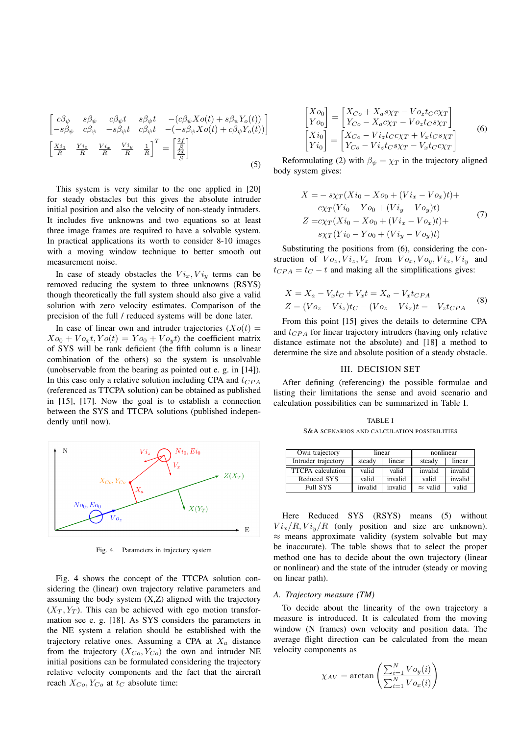$$
\begin{bmatrix}
c\beta_\psi & s\beta_\psi & c\beta_\psi t & s\beta_\psi t & -(c\beta_\psi Xo(t) + s\beta_\psi Y_o(t)) \\
-s\beta_\psi & c\beta_\psi & -s\beta_\psi t & c\beta_\psi t & -(-s\beta_\psi Xo(t) + c\beta_\psi Y_o(t))
\end{bmatrix}
\begin{bmatrix} \frac{Xi_0}{R} & \frac{Yi_0}{R} & \frac{Vi_x}{R} & \frac{Vi_y}{R} & \frac{1}{R} \end{bmatrix}^T = \begin{bmatrix} \frac{2f}{S} \\ \frac{2x}{S} \end{bmatrix} \tag{5}
$$

This system is very similar to the one applied in [20] for steady obstacles but this gives the absolute intruder initial position and also the velocity of non-steady intruders. It includes five unknowns and two equations so at least three image frames are required to have a solvable system. In practical applications its worth to consider 8-10 images with a moving window technique to better smooth out measurement noise.

In case of steady obstacles the $Vi_x, Vi_y$ terms can be removed reducing the system to three unknowns (RSYS) though theoretically the full system should also give a valid solution with zero velocity estimates. Comparison of the precision of the full / reduced systems will be done later.

In case of linear own and intruder trajectories ($Xo(t) = Xo_0 + Vo_x t, Yo(t) = Yo_0 + Vo_y t$) the coefficient matrix of SYS will be rank deficient (the fifth column is a linear combination of the others) so the system is unsolvable (unobservable from the bearing as pointed out e. g. in [14]). In this case only a relative solution including CPA and $t_{CPA}$ (referenced as TTCPA solution) can be obtained as published in [15], [17]. Now the goal is to establish a connection between the SYS and TTCPA solutions (published independently until now).

Fig. 4. Parameters in trajectory system

Fig. 4 shows the concept of the TTCPA solution considering the (linear) own trajectory relative parameters and assuming the body system (X,Z) aligned with the trajectory $(X_T, Y_T)$. This can be achieved with ego motion transformation see e. g. [18]. As SYS considers the parameters in the NE system a relation should be established with the trajectory relative ones. Assuming a CPA at $X_a$ distance from the trajectory $(X_{Co}, Y_{Co})$ the own and intruder NE initial positions can be formulated considering the trajectory relative velocity components and the fact that the aircraft reach $X_{Co}, Y_{Co}$ at $t_C$ absolute time:

$$
\begin{aligned}
\begin{bmatrix} Xo_0 \\ Yo_0 \end{bmatrix} &= \begin{bmatrix} X_{Co} + X_a s\chi_T - Vo_z t_C c\chi_T \\ Y_{Co} - X_a c\chi_T - Vo_z t_C s\chi_T \end{bmatrix} \\
\begin{bmatrix} Xi_0 \\ Yi_0 \end{bmatrix} &= \begin{bmatrix} X_{Co} - Vi_z t_C c\chi_T + V_x t_C s\chi_T \\ Y_{Co} - Vi_z t_C s\chi_T - V_x t_C c\chi_T \end{bmatrix}
\end{aligned} \tag{6}
$$

Reformulating (2) with $\beta_\psi = \chi_T$ in the trajectory aligned body system gives:

$$
\begin{aligned}
X = & -s\chi_T(Xi_0 - Xo_0 + (Vi_x - Vo_x)t) + \\
& c\chi_T(Yi_0 - Yo_0 + (Vi_y - Vo_y)t) \\
Z = & c\chi_T(Xi_0 - Xo_0 + (Vi_x - Vo_x)t) + \\
& s\chi_T(Yi_0 - Yo_0 + (Vi_y - Vo_y)t)
\end{aligned} \tag{7}
$$

Substituting the positions from (6), considering the construction of $Vo_z, Vi_z, V_x$ from $Vo_x, Vo_y, Vi_x, Vi_y$ and $t_{CPA} = t_C - t$ and making all the simplifications gives:

$$
\begin{aligned}
X &= X_a - V_x t_C + V_x t = X_a - V_x t_{CPA} \\
Z &= (Vo_z - Vi_z)t_C - (Vo_z - Vi_z)t = -V_z t_{CPA}
\end{aligned} \tag{8}
$$

From this point [15] gives the details to determine CPA and $t_{CPA}$ for linear trajectory intruders (having only relative distance estimate not the absolute) and [18] a method to determine the size and absolute position of a steady obstacle.

## III. DECISION SET

After defining (referencing) the possible formulae and listing their limitations the sense and avoid scenario and calculation possibilities can be summarized in Table I.

TABLE I
S&A SCENARIOS AND CALCULATION POSSIBILITIES

| Own trajectory | linear | | nonlinear | |
|---|---|---|---|---|
| Intruder trajectory | steady | linear | steady | linear |
| TTCPA calculation | valid | valid | invalid | invalid |
| Reduced SYS | valid | invalid | valid | invalid |
| Full SYS | invalid | invalid | $\approx$ valid | valid |

Here Reduced SYS (RSYS) means (5) without $Vi_x/R, Vi_y/R$ (only position and size are unknown). $\approx$ means approximate validity (system solvable but may be inaccurate). The table shows that to select the proper method one has to decide about the own trajectory (linear or nonlinear) and the state of the intruder (steady or moving on linear path).

### A. Trajectory measure (TM)

To decide about the linearity of the own trajectory a measure is introduced. It is calculated from the moving window (N frames) own velocity and position data. The average flight direction can be calculated from the mean velocity components as

$$
\chi_{AV} = \arctan\left(\frac{\sum_{i=1}^{N} Vo_y(i)}{\sum_{i=1}^{N} Vo_x(i)}\right)
$$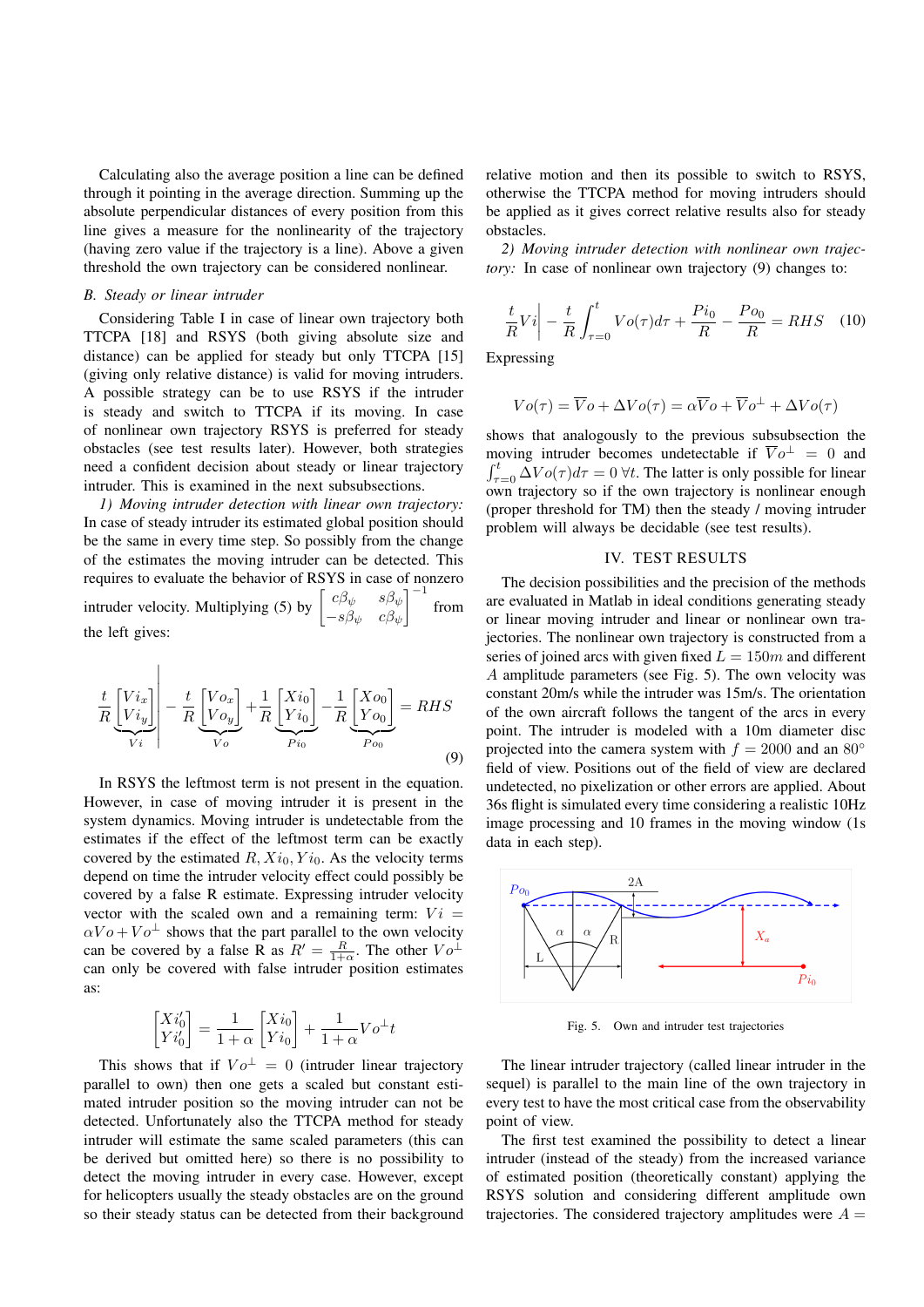Calculating also the average position a line can be defined through it pointing in the average direction. Summing up the absolute perpendicular distances of every position from this line gives a measure for the nonlinearity of the trajectory (having zero value if the trajectory is a line). Above a given threshold the own trajectory can be considered nonlinear.

### B. Steady or linear intruder

Considering Table I in case of linear own trajectory both TTCPA [18] and RSYS (both giving absolute size and distance) can be applied for steady but only TTCPA [15] (giving only relative distance) is valid for moving intruders. A possible strategy can be to use RSYS if the intruder is steady and switch to TTCPA if its moving. In case of nonlinear own trajectory RSYS is preferred for steady obstacles (see test results later). However, both strategies need a confident decision about steady or linear trajectory intruder. This is examined in the next subsubsections.

*1) Moving intruder detection with linear own trajectory:* In case of steady intruder its estimated global position should be the same in every time step. So possibly from the change of the estimates the moving intruder can be detected. This requires to evaluate the behavior of RSYS in case of nonzero intruder velocity. Multiplying (5) by $\begin{bmatrix} c\beta_\psi & s\beta_\psi \\ -s\beta_\psi & c\beta_\psi \end{bmatrix}^{-1}$ from the left gives:

$$\underbrace{\frac{t}{R}\begin{bmatrix} Vi_x \\ Vi_y \end{bmatrix}}_{Vi}\Bigg| - \frac{t}{R}\underbrace{\begin{bmatrix} Vo_x \\ Vo_y \end{bmatrix}}_{Vo} + \frac{1}{R}\underbrace{\begin{bmatrix} Xi_0 \\ Yi_0 \end{bmatrix}}_{Pi_0} - \frac{1}{R}\underbrace{\begin{bmatrix} Xo_0 \\ Yo_0 \end{bmatrix}}_{Po_0} = RHS \tag{9}$$

In RSYS the leftmost term is not present in the equation. However, in case of moving intruder it is present in the system dynamics. Moving intruder is undetectable from the estimates if the effect of the leftmost term can be exactly covered by the estimated $R, Xi_0, Yi_0$. As the velocity terms depend on time the intruder velocity effect could possibly be covered by a false R estimate. Expressing intruder velocity vector with the scaled own and a remaining term: $Vi = \alpha Vo + Vo^\perp$ shows that the part parallel to the own velocity can be covered by a false R as $R' = \frac{R}{1+\alpha}$. The other $Vo^\perp$ can only be covered with false intruder position estimates as:

$$\begin{bmatrix} Xi_0' \\ Yi_0' \end{bmatrix} = \frac{1}{1+\alpha}\begin{bmatrix} Xi_0 \\ Yi_0 \end{bmatrix} + \frac{1}{1+\alpha}Vo^\perp t$$

This shows that if $Vo^\perp = 0$ (intruder linear trajectory parallel to own) then one gets a scaled but constant estimated intruder position so the moving intruder can not be detected. Unfortunately also the TTCPA method for steady intruder will estimate the same scaled parameters (this can be derived but omitted here) so there is no possibility to detect the moving intruder in every case. However, except for helicopters usually the steady obstacles are on the ground so their steady status can be detected from their background relative motion and then its possible to switch to RSYS, otherwise the TTCPA method for moving intruders should be applied as it gives correct relative results also for steady obstacles.

*2) Moving intruder detection with nonlinear own trajectory:* In case of nonlinear own trajectory (9) changes to:

$$\frac{t}{R}Vi\Bigg| - \frac{t}{R}\int_{\tau=0}^{t} Vo(\tau)d\tau + \frac{Pi_0}{R} - \frac{Po_0}{R} = RHS \tag{10}$$

Expressing

$$Vo(\tau) = \overline{V}o + \Delta Vo(\tau) = \alpha\overline{V}o + \overline{V}o^\perp + \Delta Vo(\tau)$$

shows that analogously to the previous subsubsection the moving intruder becomes undetectable if $\overline{V}o^\perp = 0$ and $\int_{\tau=0}^{t}\Delta Vo(\tau)d\tau = 0\ \forall t$. The latter is only possible for linear own trajectory so if the own trajectory is nonlinear enough (proper threshold for TM) then the steady / moving intruder problem will always be decidable (see test results).

## IV. TEST RESULTS

The decision possibilities and the precision of the methods are evaluated in Matlab in ideal conditions generating steady or linear moving intruder and linear or nonlinear own trajectories. The nonlinear own trajectory is constructed from a series of joined arcs with given fixed $L = 150m$ and different $A$ amplitude parameters (see Fig. 5). The own velocity was constant 20m/s while the intruder was 15m/s. The orientation of the own aircraft follows the tangent of the arcs in every point. The intruder is modeled with a 10m diameter disc projected into the camera system with $f = 2000$ and an $80°$ field of view. Positions out of the field of view are declared undetected, no pixelization or other errors are applied. About 36s flight is simulated every time considering a realistic 10Hz image processing and 10 frames in the moving window (1s data in each step).

Fig. 5. Own and intruder test trajectories

The linear intruder trajectory (called linear intruder in the sequel) is parallel to the main line of the own trajectory in every test to have the most critical case from the observability point of view.

The first test examined the possibility to detect a linear intruder (instead of the steady) from the increased variance of estimated position (theoretically constant) applying the RSYS solution and considering different amplitude own trajectories. The considered trajectory amplitudes were $A =$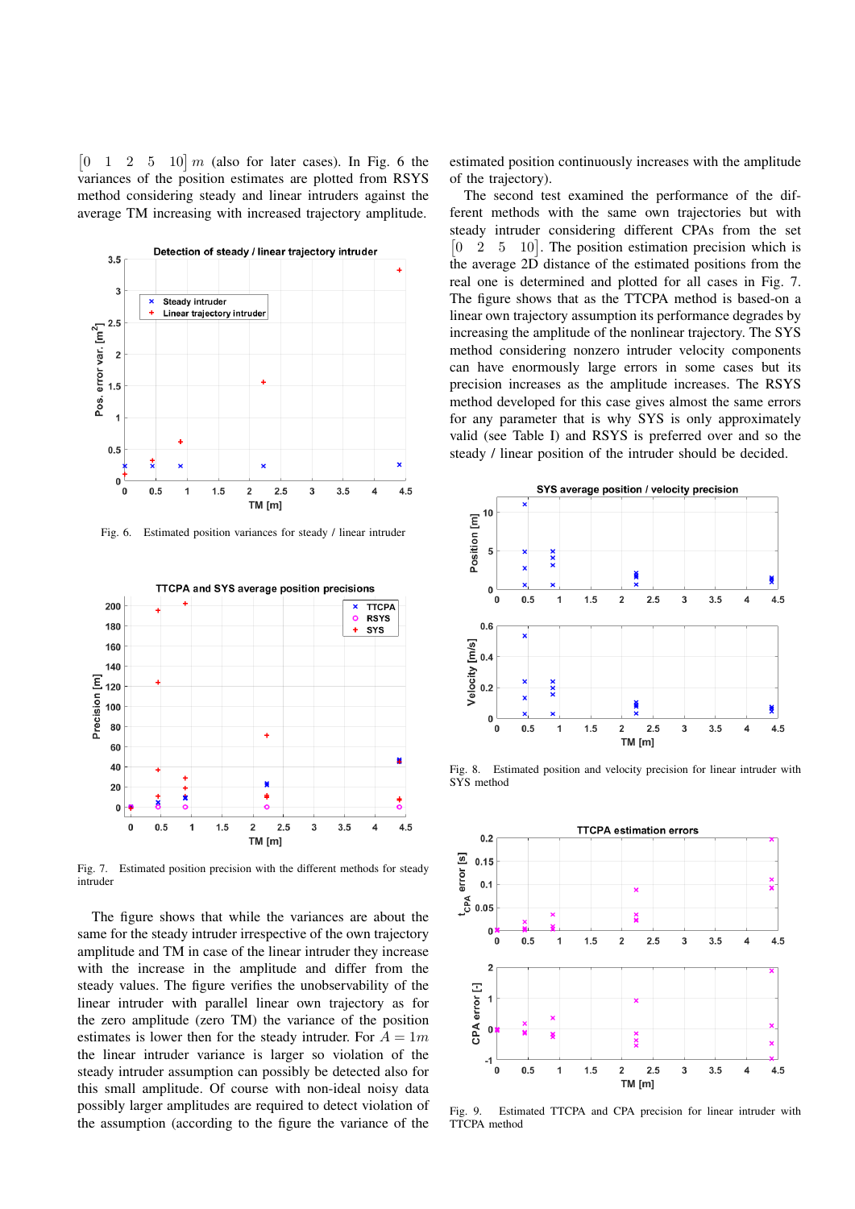$[0 \quad 1 \quad 2 \quad 5 \quad 10]\ m$ (also for later cases). In Fig. 6 the variances of the position estimates are plotted from RSYS method considering steady and linear intruders against the average TM increasing with increased trajectory amplitude.

Fig. 6. Estimated position variances for steady / linear intruder

Fig. 7. Estimated position precision with the different methods for steady intruder

The figure shows that while the variances are about the same for the steady intruder irrespective of the own trajectory amplitude and TM in case of the linear intruder they increase with the increase in the amplitude and differ from the steady values. The figure verifies the unobservability of the linear intruder with parallel linear own trajectory as for the zero amplitude (zero TM) the variance of the position estimates is lower then for the steady intruder. For $A = 1m$ the linear intruder variance is larger so violation of the steady intruder assumption can possibly be detected also for this small amplitude. Of course with non-ideal noisy data possibly larger amplitudes are required to detect violation of the assumption (according to the figure the variance of the estimated position continuously increases with the amplitude of the trajectory).

The second test examined the performance of the different methods with the same own trajectories but with steady intruder considering different CPAs from the set $[0 \quad 2 \quad 5 \quad 10]$. The position estimation precision which is the average 2D distance of the estimated positions from the real one is determined and plotted for all cases in Fig. 7. The figure shows that as the TTCPA method is based-on a linear own trajectory assumption its performance degrades by increasing the amplitude of the nonlinear trajectory. The SYS method considering nonzero intruder velocity components can have enormously large errors in some cases but its precision increases as the amplitude increases. The RSYS method developed for this case gives almost the same errors for any parameter that is why SYS is only approximately valid (see Table I) and RSYS is preferred over and so the steady / linear position of the intruder should be decided.

Fig. 8. Estimated position and velocity precision for linear intruder with SYS method

Fig. 9. Estimated TTCPA and CPA precision for linear intruder with TTCPA method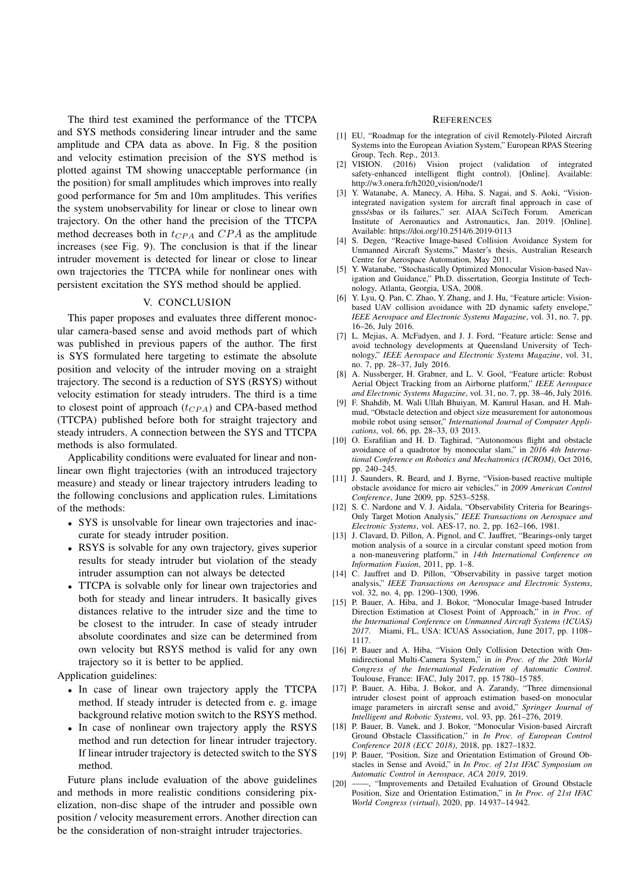The third test examined the performance of the TTCPA and SYS methods considering linear intruder and the same amplitude and CPA data as above. In Fig. 8 the position and velocity estimation precision of the SYS method is plotted against TM showing unacceptable performance (in the position) for small amplitudes which improves into really good performance for 5m and 10m amplitudes. This verifies the system unobservability for linear or close to linear own trajectory. On the other hand the precision of the TTCPA method decreases both in $t_{CPA}$ and $CPA$ as the amplitude increases (see Fig. 9). The conclusion is that if the linear intruder movement is detected for linear or close to linear own trajectories the TTCPA while for nonlinear ones with persistent excitation the SYS method should be applied.

## V. Conclusion

This paper proposes and evaluates three different monocular camera-based sense and avoid methods part of which was published in previous papers of the author. The first is SYS formulated here targeting to estimate the absolute position and velocity of the intruder moving on a straight trajectory. The second is a reduction of SYS (RSYS) without velocity estimation for steady intruders. The third is a time to closest point of approach ($t_{CPA}$) and CPA-based method (TTCPA) published before both for straight trajectory and steady intruders. A connection between the SYS and TTCPA methods is also formulated.

Applicability conditions were evaluated for linear and nonlinear own flight trajectories (with an introduced trajectory measure) and steady or linear trajectory intruders leading to the following conclusions and application rules. Limitations of the methods:

- SYS is unsolvable for linear own trajectories and inaccurate for steady intruder position.
- RSYS is solvable for any own trajectory, gives superior results for steady intruder but violation of the steady intruder assumption can not always be detected
- TTCPA is solvable only for linear own trajectories and both for steady and linear intruders. It basically gives distances relative to the intruder size and the time to be closest to the intruder. In case of steady intruder absolute coordinates and size can be determined from own velocity but RSYS method is valid for any own trajectory so it is better to be applied.

Application guidelines:

- In case of linear own trajectory apply the TTCPA method. If steady intruder is detected from e. g. image background relative motion switch to the RSYS method.
- In case of nonlinear own trajectory apply the RSYS method and run detection for linear intruder trajectory. If linear intruder trajectory is detected switch to the SYS method.

Future plans include evaluation of the above guidelines and methods in more realistic conditions considering pixelization, non-disc shape of the intruder and possible own position / velocity measurement errors. Another direction can be the consideration of non-straight intruder trajectories.

## References

[1] EU, "Roadmap for the integration of civil Remotely-Piloted Aircraft Systems into the European Aviation System," European RPAS Steering Group, Tech. Rep., 2013.

[2] VISION. (2016) Vision project (validation of integrated safety-enhanced intelligent flight control). [Online]. Available: http://w3.onera.fr/h2020_vision/node/1

[3] Y. Watanabe, A. Manecy, A. Hiba, S. Nagai, and S. Aoki, "Vision-integrated navigation system for aircraft final approach in case of gnss/sbas or ils failures," ser. AIAA SciTech Forum. American Institute of Aeronautics and Astronautics, Jan. 2019. [Online]. Available: https://doi.org/10.2514/6.2019-0113

[4] S. Degen, "Reactive Image-based Collision Avoidance System for Unmanned Aircraft Systems," Master's thesis, Australian Research Centre for Aerospace Automation, May 2011.

[5] Y. Watanabe, "Stochastically Optimized Monocular Vision-based Navigation and Guidance," Ph.D. dissertation, Georgia Institute of Technology, Atlanta, Georgia, USA, 2008.

[6] Y. Lyu, Q. Pan, C. Zhao, Y. Zhang, and J. Hu, "Feature article: Vision-based UAV collision avoidance with 2D dynamic safety envelope," *IEEE Aerospace and Electronic Systems Magazine*, vol. 31, no. 7, pp. 16–26, July 2016.

[7] L. Mejias, A. McFadyen, and J. J. Ford, "Feature article: Sense and avoid technology developments at Queensland University of Technology," *IEEE Aerospace and Electronic Systems Magazine*, vol. 31, no. 7, pp. 28–37, July 2016.

[8] A. Nussberger, H. Grabner, and L. V. Gool, "Feature article: Robust Aerial Object Tracking from an Airborne platform," *IEEE Aerospace and Electronic Systems Magazine*, vol. 31, no. 7, pp. 38–46, July 2016.

[9] F. Shahdib, M. Wali Ullah Bhuiyan, M. Kamrul Hasan, and H. Mahmud, "Obstacle detection and object size measurement for autonomous mobile robot using sensor," *International Journal of Computer Applications*, vol. 66, pp. 28–33, 03 2013.

[10] O. Esrafilian and H. D. Taghirad, "Autonomous flight and obstacle avoidance of a quadrotor by monocular slam," in *2016 4th International Conference on Robotics and Mechatronics (ICROM)*, Oct 2016, pp. 240–245.

[11] J. Saunders, R. Beard, and J. Byrne, "Vision-based reactive multiple obstacle avoidance for micro air vehicles," in *2009 American Control Conference*, June 2009, pp. 5253–5258.

[12] S. C. Nardone and V. J. Aidala, "Observability Criteria for Bearings-Only Target Motion Analysis," *IEEE Transactions on Aerospace and Electronic Systems*, vol. AES-17, no. 2, pp. 162–166, 1981.

[13] J. Clavard, D. Pillon, A. Pignol, and C. Jauffret, "Bearings-only target motion analysis of a source in a circular constant speed motion from a non-maneuvering platform," in *14th International Conference on Information Fusion*, 2011, pp. 1–8.

[14] C. Jauffret and D. Pillon, "Observability in passive target motion analysis," *IEEE Transactions on Aerospace and Electronic Systems*, vol. 32, no. 4, pp. 1290–1300, 1996.

[15] P. Bauer, A. Hiba, and J. Bokor, "Monocular Image-based Intruder Direction Estimation at Closest Point of Approach," in *in Proc. of the International Conference on Unmanned Aircraft Systems (ICUAS) 2017*. Miami, FL, USA: ICUAS Association, June 2017, pp. 1108–1117.

[16] P. Bauer and A. Hiba, "Vision Only Collision Detection with Omnidirectional Multi-Camera System," in *in Proc. of the 20th World Congress of the International Federation of Automatic Control*. Toulouse, France: IFAC, July 2017, pp. 15 780–15 785.

[17] P. Bauer, A. Hiba, J. Bokor, and A. Zarandy, "Three dimensional intruder closest point of approach estimation based-on monocular image parameters in aircraft sense and avoid," *Springer Journal of Intelligent and Robotic Systems*, vol. 93, pp. 261–276, 2019.

[18] P. Bauer, B. Vanek, and J. Bokor, "Monocular Vision-based Aircraft Ground Obstacle Classification," in *In Proc. of European Control Conference 2018 (ECC 2018)*, 2018, pp. 1827–1832.

[19] P. Bauer, "Position, Size and Orientation Estimation of Ground Obstacles in Sense and Avoid," in *In Proc. of 21st IFAC Symposium on Automatic Control in Aerospace, ACA 2019*, 2019.

[20] ——, "Improvements and Detailed Evaluation of Ground Obstacle Position, Size and Orientation Estimation," in *In Proc. of 21st IFAC World Congress (virtual)*, 2020, pp. 14 937–14 942.